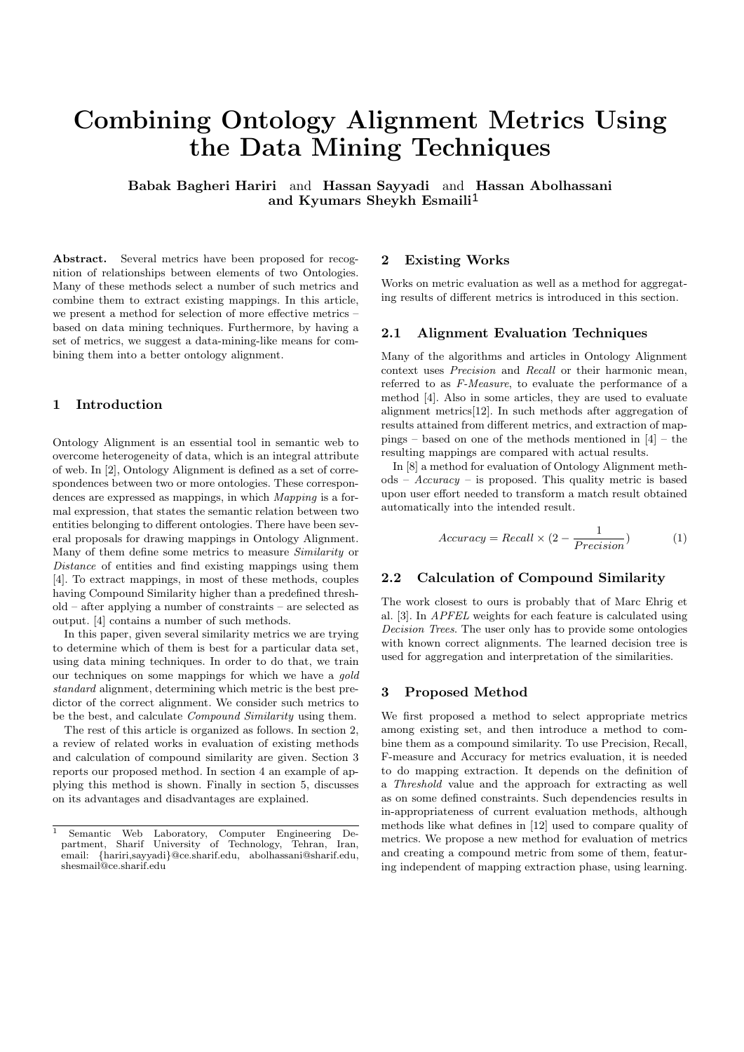# Combining Ontology Alignment Metrics Using the Data Mining Techniques

**Babak Bagheri Hariri** and **Hassan Sayyadi** and **Hassan Abolhassani** and **Kyumars Sheykh Esmaili**[1]

**Abstract.** Several metrics have been proposed for recognition of relationships between elements of two Ontologies. Many of these methods select a number of such metrics and combine them to extract existing mappings. In this article, we present a method for selection of more effective metrics – based on data mining techniques. Furthermore, by having a set of metrics, we suggest a data-mining-like means for combining them into a better ontology alignment.

## 1 Introduction

Ontology Alignment is an essential tool in semantic web to overcome heterogeneity of data, which is an integral attribute of web. In [2], Ontology Alignment is defined as a set of correspondences between two or more ontologies. These correspondences are expressed as mappings, in which *Mapping* is a formal expression, that states the semantic relation between two entities belonging to different ontologies. There have been several proposals for drawing mappings in Ontology Alignment. Many of them define some metrics to measure *Similarity* or *Distance* of entities and find existing mappings using them [4]. To extract mappings, in most of these methods, couples having Compound Similarity higher than a predefined threshold – after applying a number of constraints – are selected as output. [4] contains a number of such methods.

In this paper, given several similarity metrics we are trying to determine which of them is best for a particular data set, using data mining techniques. In order to do that, we train our techniques on some mappings for which we have a *gold standard* alignment, determining which metric is the best predictor of the correct alignment. We consider such metrics to be the best, and calculate *Compound Similarity* using them.

The rest of this article is organized as follows. In section 2, a review of related works in evaluation of existing methods and calculation of compound similarity are given. Section 3 reports our proposed method. In section 4 an example of applying this method is shown. Finally in section 5, discusses on its advantages and disadvantages are explained.

[1] Semantic Web Laboratory, Computer Engineering Department, Sharif University of Technology, Tehran, Iran, email: {hariri,sayyadi}@ce.sharif.edu, abolhassani@sharif.edu, shesmail@ce.sharif.edu

## 2 Existing Works

Works on metric evaluation as well as a method for aggregating results of different metrics is introduced in this section.

### 2.1 Alignment Evaluation Techniques

Many of the algorithms and articles in Ontology Alignment context uses *Precision* and *Recall* or their harmonic mean, referred to as *F-Measure*, to evaluate the performance of a method [4]. Also in some articles, they are used to evaluate alignment metrics[12]. In such methods after aggregation of results attained from different metrics, and extraction of mappings – based on one of the methods mentioned in [4] – the resulting mappings are compared with actual results.

In [8] a method for evaluation of Ontology Alignment methods – *Accuracy* – is proposed. This quality metric is based upon user effort needed to transform a match result obtained automatically into the intended result.

$$Accuracy = Recall \times (2 - \frac{1}{Precision}) \tag{1}$$

### 2.2 Calculation of Compound Similarity

The work closest to ours is probably that of Marc Ehrig et al. [3]. In *APFEL* weights for each feature is calculated using *Decision Trees*. The user only has to provide some ontologies with known correct alignments. The learned decision tree is used for aggregation and interpretation of the similarities.

## 3 Proposed Method

We first proposed a method to select appropriate metrics among existing set, and then introduce a method to combine them as a compound similarity. To use Precision, Recall, F-measure and Accuracy for metrics evaluation, it is needed to do mapping extraction. It depends on the definition of a *Threshold* value and the approach for extracting as well as on some defined constraints. Such dependencies results in in-appropriateness of current evaluation methods, although methods like what defines in [12] used to compare quality of metrics. We propose a new method for evaluation of metrics and creating a compound metric from some of them, featuring independent of mapping extraction phase, using learning.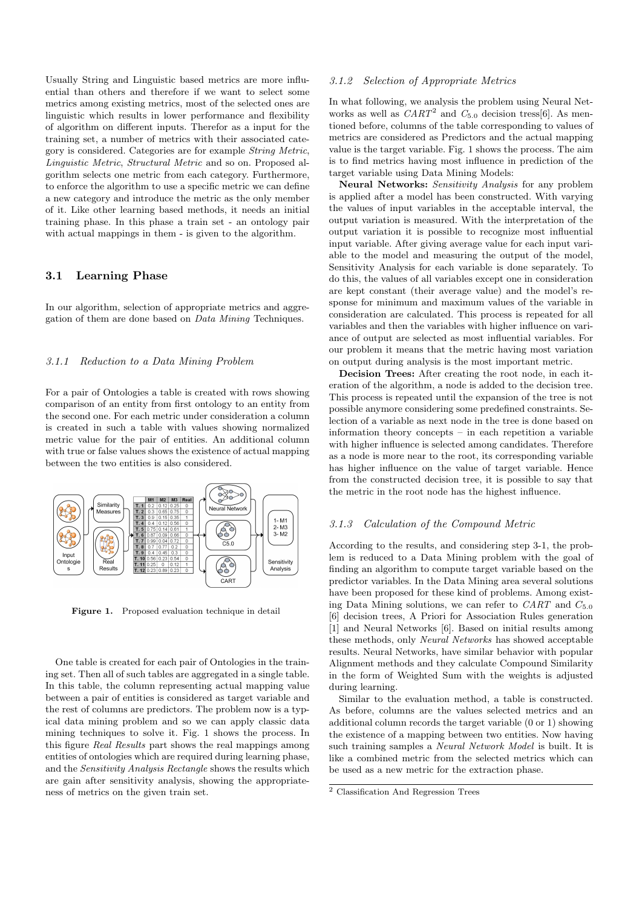Usually String and Linguistic based metrics are more influential than others and therefore if we want to select some metrics among existing metrics, most of the selected ones are linguistic which results in lower performance and flexibility of algorithm on different inputs. Therefor as a input for the training set, a number of metrics with their associated category is considered. Categories are for example *String Metric*, *Linguistic Metric*, *Structural Metric* and so on. Proposed algorithm selects one metric from each category. Furthermore, to enforce the algorithm to use a specific metric we can define a new category and introduce the metric as the only member of it. Like other learning based methods, it needs an initial training phase. In this phase a train set - an ontology pair with actual mappings in them - is given to the algorithm.

## 3.1 Learning Phase

In our algorithm, selection of appropriate metrics and aggregation of them are done based on *Data Mining* Techniques.

### *3.1.1 Reduction to a Data Mining Problem*

For a pair of Ontologies a table is created with rows showing comparison of an entity from first ontology to an entity from the second one. For each metric under consideration a column is created in such a table with values showing normalized metric value for the pair of entities. An additional column with true or false values shows the existence of actual mapping between the two entities is also considered.

Figure 1. Proposed evaluation technique in detail

One table is created for each pair of Ontologies in the training set. Then all of such tables are aggregated in a single table. In this table, the column representing actual mapping value between a pair of entities is considered as target variable and the rest of columns are predictors. The problem now is a typical data mining problem and so we can apply classic data mining techniques to solve it. Fig. 1 shows the process. In this figure *Real Results* part shows the real mappings among entities of ontologies which are required during learning phase, and the *Sensitivity Analysis Rectangle* shows the results which are gain after sensitivity analysis, showing the appropriateness of metrics on the given train set.

### *3.1.2 Selection of Appropriate Metrics*

In what following, we analysis the problem using Neural Networks as well as $CART$[2] and $C_{5.0}$ decision tress[6]. As mentioned before, columns of the table corresponding to values of metrics are considered as Predictors and the actual mapping value is the target variable. Fig. 1 shows the process. The aim is to find metrics having most influence in prediction of the target variable using Data Mining Models:

**Neural Networks:** *Sensitivity Analysis* for any problem is applied after a model has been constructed. With varying the values of input variables in the acceptable interval, the output variation is measured. With the interpretation of the output variation it is possible to recognize most influential input variable. After giving average value for each input variable to the model and measuring the output of the model, Sensitivity Analysis for each variable is done separately. To do this, the values of all variables except one in consideration are kept constant (their average value) and the model's response for minimum and maximum values of the variable in consideration are calculated. This process is repeated for all variables and then the variables with higher influence on variance of output are selected as most influential variables. For our problem it means that the metric having most variation on output during analysis is the most important metric.

**Decision Trees:** After creating the root node, in each iteration of the algorithm, a node is added to the decision tree. This process is repeated until the expansion of the tree is not possible anymore considering some predefined constraints. Selection of a variable as next node in the tree is done based on information theory concepts – in each repetition a variable with higher influence is selected among candidates. Therefore as a node is more near to the root, its corresponding variable has higher influence on the value of target variable. Hence from the constructed decision tree, it is possible to say that the metric in the root node has the highest influence.

### *3.1.3 Calculation of the Compound Metric*

According to the results, and considering step 3-1, the problem is reduced to a Data Mining problem with the goal of finding an algorithm to compute target variable based on the predictor variables. In the Data Mining area several solutions have been proposed for these kind of problems. Among existing Data Mining solutions, we can refer to $CART$ and $C_{5.0}$ [6] decision trees, A Priori for Association Rules generation [1] and Neural Networks [6]. Based on initial results among these methods, only *Neural Networks* has showed acceptable results. Neural Networks, have similar behavior with popular Alignment methods and they calculate Compound Similarity in the form of Weighted Sum with the weights is adjusted during learning.

Similar to the evaluation method, a table is constructed. As before, columns are the values selected metrics and an additional column records the target variable (0 or 1) showing the existence of a mapping between two entities. Now having such training samples a *Neural Network Model* is built. It is like a combined metric from the selected metrics which can be used as a new metric for the extraction phase.

[2] Classification And Regression Trees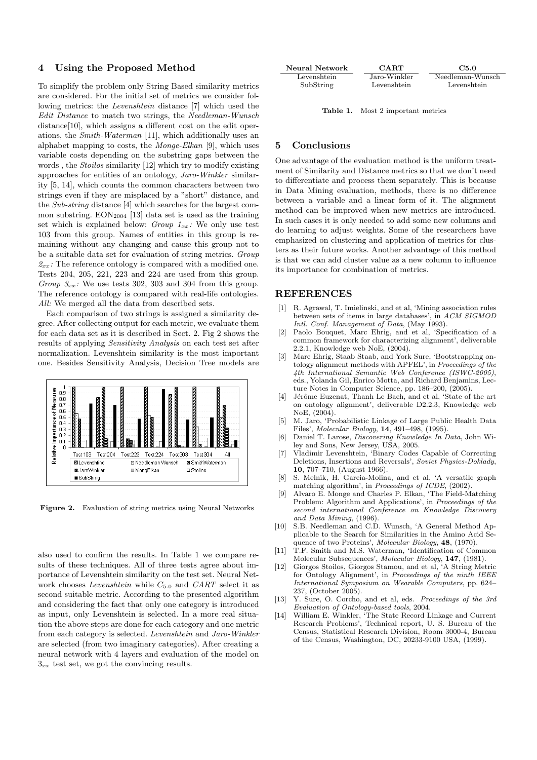## 4 Using the Proposed Method

To simplify the problem only String Based similarity metrics are considered. For the initial set of metrics we consider following metrics: the *Levenshtein* distance [7] which used the *Edit Distance* to match two strings, the *Needleman-Wunsch* distance[10], which assigns a different cost on the edit operations, the *Smith-Waterman* [11], which additionally uses an alphabet mapping to costs, the *Monge-Elkan* [9], which uses variable costs depending on the substring gaps between the words , the *Stoilos* similarity [12] which try to modify existing approaches for entities of an ontology, *Jaro-Winkler* similarity [5, 14], which counts the common characters between two strings even if they are misplaced by a "short" distance, and the *Sub-string* distance [4] which searches for the largest common substring. $EON_{2004}$ [13] data set is used as the training set which is explained below: *Group* $1_{xx}$*:* We only use test 103 from this group. Names of entities in this group is remaining without any changing and cause this group not to be a suitable data set for evaluation of string metrics. *Group* $2_{xx}$*:* The reference ontology is compared with a modified one. Tests 204, 205, 221, 223 and 224 are used from this group. *Group* $3_{xx}$*:* We use tests 302, 303 and 304 from this group. The reference ontology is compared with real-life ontologies. *All:* We merged all the data from described sets.

Each comparison of two strings is assigned a similarity degree. After collecting output for each metric, we evaluate them for each data set as it is described in Sect. 2. Fig 2 shows the results of applying *Sensitivity Analysis* on each test set after normalization. Levenshtein similarity is the most important one. Besides Sensitivity Analysis, Decision Tree models are

Relative Importance of Measures
1
0.9
0.8
0.7
0.6
0.5
0.4
0.3
0.2
0.1
0
Test103 Test204 Test223 Test224 Test303 Test304 All
Levenshtine
NeedlemanWunsch
SmithWaterman
JaroWinkler
MongElkan
Stoilos
SubString

**Figure 2.** Evaluation of string metrics using Neural Networks

also used to confirm the results. In Table 1 we compare results of these techniques. All of three tests agree about importance of Levenshtein similarity on the test set. Neural Network chooses *Levenshtein* while $C_{5.0}$ and *CART* select it as second suitable metric. According to the presented algorithm and considering the fact that only one category is introduced as input, only Levenshtein is selected. In a more real situation the above steps are done for each category and one metric from each category is selected. *Levenshtein* and *Jaro-Winkler* are selected (from two imaginary categories). After creating a neural network with 4 layers and evaluation of the model on $3_{xx}$ test set, we got the convincing results.

| Neural Network | CART | C5.0 |
|---|---|---|
| Levenshtein | Jaro-Winkler | Needleman-Wunsch |
| SubString | Levenshtein | Levenshtein |

**Table 1.** Most 2 important metrics

## 5 Conclusions

One advantage of the evaluation method is the uniform treatment of Similarity and Distance metrics so that we don't need to differentiate and process them separately. This is because in Data Mining evaluation, methods, there is no difference between a variable and a linear form of it. The alignment method can be improved when new metrics are introduced. In such cases it is only needed to add some new columns and do learning to adjust weights. Some of the researchers have emphasized on clustering and application of metrics for clusters as their future works. Another advantage of this method is that we can add cluster value as a new column to influence its importance for combination of metrics.

## REFERENCES

[1] R. Agrawal, T. Imielinski, and et al, 'Mining association rules between sets of items in large databases', in *ACM SIGMOD Intl. Conf. Management of Data*, (May 1993).

[2] Paolo Bouquet, Marc Ehrig, and et al, 'Specification of a common framework for characterizing alignment', deliverable 2.2.1, Knowledge web NoE, (2004).

[3] Marc Ehrig, Staab Staab, and York Sure, 'Bootstrapping ontology alignment methods with APFEL', in *Proceedings of the 4th International Semantic Web Conference (ISWC-2005)*, eds., Yolanda Gil, Enrico Motta, and Richard Benjamins, Lecture Notes in Computer Science, pp. 186–200, (2005).

[4] Jérôme Euzenat, Thanh Le Bach, and et al, 'State of the art on ontology alignment', deliverable D2.2.3, Knowledge web NoE, (2004).

[5] M. Jaro, 'Probabilistic Linkage of Large Public Health Data Files', *Molecular Biology*, **14**, 491–498, (1995).

[6] Daniel T. Larose, *Discovering Knowledge In Data*, John Wiley and Sons, New Jersey, USA, 2005.

[7] Vladimir Levenshtein, 'Binary Codes Capable of Correcting Deletions, Insertions and Reversals', *Soviet Physics-Doklady*, **10**, 707–710, (August 1966).

[8] S. Melnik, H. Garcia-Molina, and et al, 'A versatile graph matching algorithm', in *Proceedings of ICDE*, (2002).

[9] Alvaro E. Monge and Charles P. Elkan, 'The Field-Matching Problem: Algorithm and Applications', in *Proceedings of the second international Conference on Knowledge Discovery and Data Mining*, (1996).

[10] S.B. Needleman and C.D. Wunsch, 'A General Method Applicable to the Search for Similarities in the Amino Acid Sequence of two Proteins', *Molecular Biology*, **48**, (1970).

[11] T.F. Smith and M.S. Waterman, 'Identification of Common Molecular Subsequences', *Molecular Biology*, **147**, (1981).

[12] Giorgos Stoilos, Giorgos Stamou, and et al, 'A String Metric for Ontology Alignment', in *Proceedings of the ninth IEEE International Symposium on Wearable Computers*, pp. 624–237, (October 2005).

[13] Y. Sure, O. Corcho, and et al, eds. *Proceedings of the 3rd Evaluation of Ontology-based tools*, 2004.

[14] William E. Winkler, 'The State Record Linkage and Current Research Problems', Technical report, U. S. Bureau of the Census, Statistical Research Division, Room 3000-4, Bureau of the Census, Washington, DC, 20233-9100 USA, (1999).